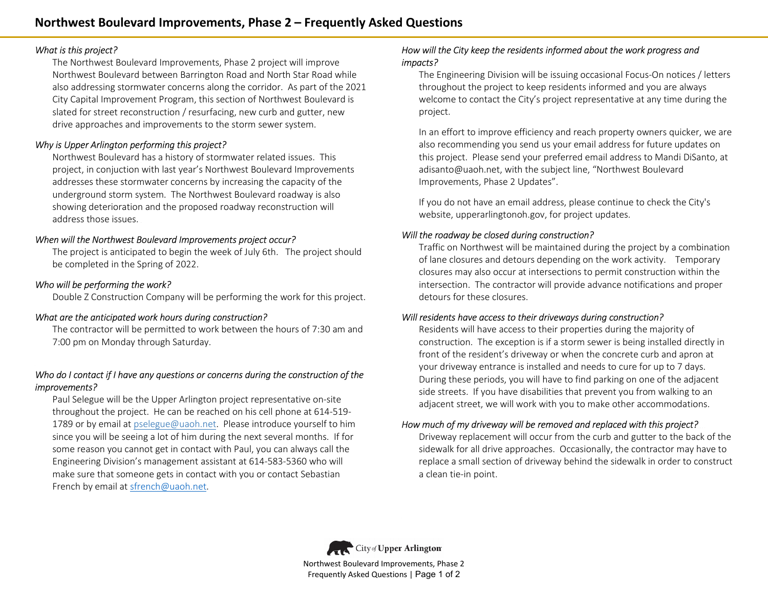# Northwest Boulevard Improvements, Phase 2 – Frequently Asked Questions

*What is this project?*

The Northwest Boulevard Improvements, Phase 2 project will improve Northwest Boulevard between Barrington Road and North Star Road while also addressing stormwater concerns along the corridor. As part of the 2021 City Capital Improvement Program, this section of Northwest Boulevard is slated for street reconstruction / resurfacing, new curb and gutter, new drive approaches and improvements to the storm sewer system.

*Why is Upper Arlington performing this project?*

Northwest Boulevard has a history of stormwater related issues. This project, in conjuction with last year's Northwest Boulevard Improvements addresses these stormwater concerns by increasing the capacity of the underground storm system. The Northwest Boulevard roadway is also showing deterioration and the proposed roadway reconstruction will address those issues.

*When will the Northwest Boulevard Improvements project occur?*

The project is anticipated to begin the week of July 6th. The project should be completed in the Spring of 2022.

*Who will be performing the work?*

Double Z Construction Company will be performing the work for this project.

*What are the anticipated work hours during construction?*

The contractor will be permitted to work between the hours of 7:30 am and 7:00 pm on Monday through Saturday.

*Who do I contact if I have any questions or concerns during the construction of the improvements?*

Paul Selegue will be the Upper Arlington project representative on-site throughout the project. He can be reached on his cell phone at 614-519-1789 or by email at pselegue@uaoh.net. Please introduce yourself to him since you will be seeing a lot of him during the next several months. If for some reason you cannot get in contact with Paul, you can always call the Engineering Division's management assistant at 614-583-5360 who will make sure that someone gets in contact with you or contact Sebastian French by email at sfrench@uaoh.net.

*How will the City keep the residents informed about the work progress and impacts?*

The Engineering Division will be issuing occasional Focus-On notices / letters throughout the project to keep residents informed and you are always welcome to contact the City's project representative at any time during the project.

In an effort to improve efficiency and reach property owners quicker, we are also recommending you send us your email address for future updates on this project. Please send your preferred email address to Mandi DiSanto, at adisanto@uaoh.net, with the subject line, "Northwest Boulevard Improvements, Phase 2 Updates".

If you do not have an email address, please continue to check the City's website, upperarlingtonoh.gov, for project updates.

*Will the roadway be closed during construction?*

Traffic on Northwest will be maintained during the project by a combination of lane closures and detours depending on the work activity. Temporary closures may also occur at intersections to permit construction within the intersection. The contractor will provide advance notifications and proper detours for these closures.

*Will residents have access to their driveways during construction?*

Residents will have access to their properties during the majority of construction. The exception is if a storm sewer is being installed directly in front of the resident's driveway or when the concrete curb and apron at your driveway entrance is installed and needs to cure for up to 7 days. During these periods, you will have to find parking on one of the adjacent side streets. If you have disabilities that prevent you from walking to an adjacent street, we will work with you to make other accommodations.

*How much of my driveway will be removed and replaced with this project?*

Driveway replacement will occur from the curb and gutter to the back of the sidewalk for all drive approaches. Occasionally, the contractor may have to replace a small section of driveway behind the sidewalk in order to construct a clean tie-in point.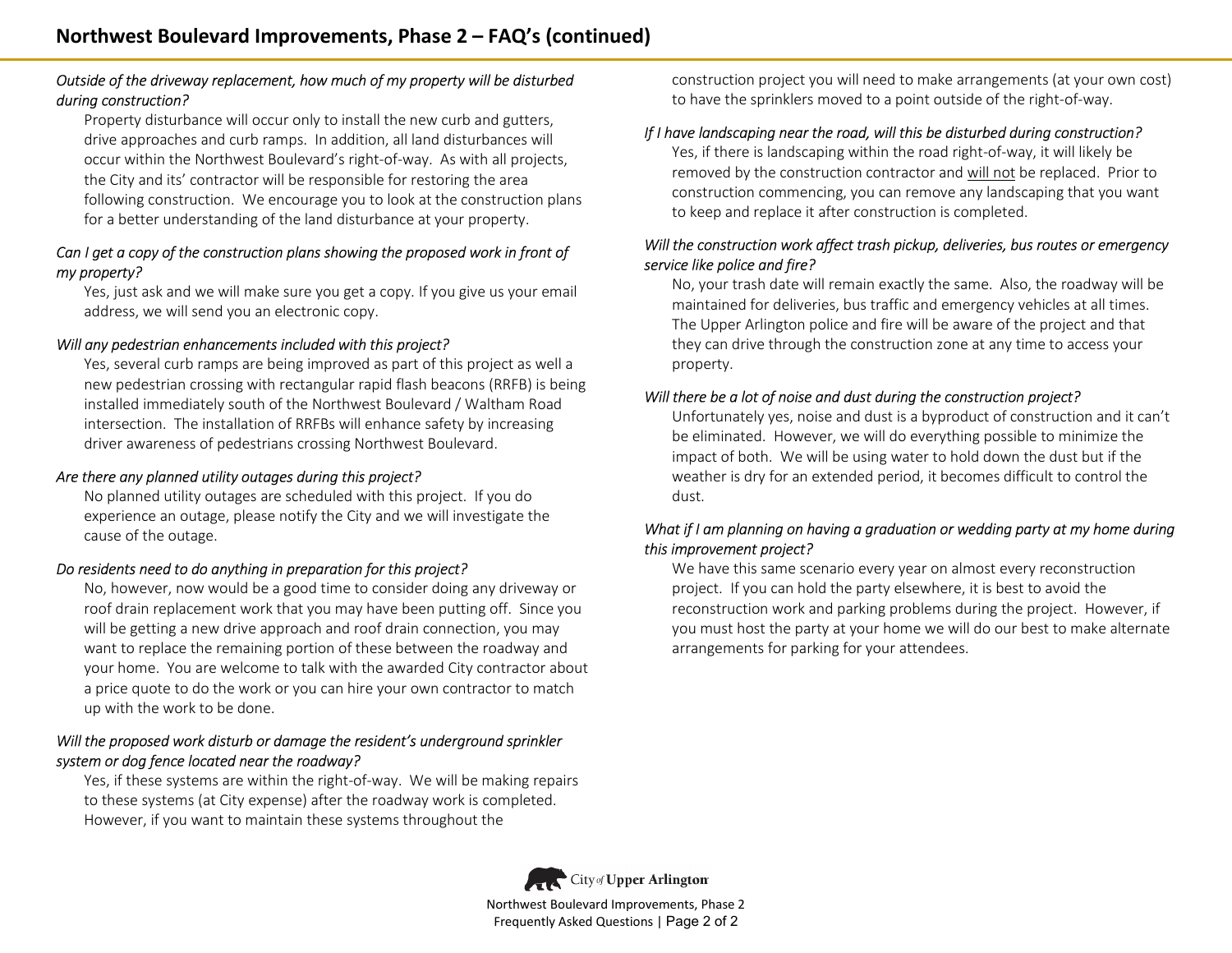# Northwest Boulevard Improvements, Phase 2 – FAQ's (continued)

*Outside of the driveway replacement, how much of my property will be disturbed during construction?*

Property disturbance will occur only to install the new curb and gutters, drive approaches and curb ramps. In addition, all land disturbances will occur within the Northwest Boulevard's right-of-way. As with all projects, the City and its' contractor will be responsible for restoring the area following construction. We encourage you to look at the construction plans for a better understanding of the land disturbance at your property.

*Can I get a copy of the construction plans showing the proposed work in front of my property?*

Yes, just ask and we will make sure you get a copy. If you give us your email address, we will send you an electronic copy.

*Will any pedestrian enhancements included with this project?*

Yes, several curb ramps are being improved as part of this project as well a new pedestrian crossing with rectangular rapid flash beacons (RRFB) is being installed immediately south of the Northwest Boulevard / Waltham Road intersection. The installation of RRFBs will enhance safety by increasing driver awareness of pedestrians crossing Northwest Boulevard.

*Are there any planned utility outages during this project?*

No planned utility outages are scheduled with this project. If you do experience an outage, please notify the City and we will investigate the cause of the outage.

*Do residents need to do anything in preparation for this project?*

No, however, now would be a good time to consider doing any driveway or roof drain replacement work that you may have been putting off. Since you will be getting a new drive approach and roof drain connection, you may want to replace the remaining portion of these between the roadway and your home. You are welcome to talk with the awarded City contractor about a price quote to do the work or you can hire your own contractor to match up with the work to be done.

*Will the proposed work disturb or damage the resident's underground sprinkler system or dog fence located near the roadway?*

Yes, if these systems are within the right-of-way. We will be making repairs to these systems (at City expense) after the roadway work is completed. However, if you want to maintain these systems throughout the construction project you will need to make arrangements (at your own cost) to have the sprinklers moved to a point outside of the right-of-way.

*If I have landscaping near the road, will this be disturbed during construction?*

Yes, if there is landscaping within the road right-of-way, it will likely be removed by the construction contractor and will not be replaced. Prior to construction commencing, you can remove any landscaping that you want to keep and replace it after construction is completed.

*Will the construction work affect trash pickup, deliveries, bus routes or emergency service like police and fire?*

No, your trash date will remain exactly the same. Also, the roadway will be maintained for deliveries, bus traffic and emergency vehicles at all times. The Upper Arlington police and fire will be aware of the project and that they can drive through the construction zone at any time to access your property.

*Will there be a lot of noise and dust during the construction project?*

Unfortunately yes, noise and dust is a byproduct of construction and it can't be eliminated. However, we will do everything possible to minimize the impact of both. We will be using water to hold down the dust but if the weather is dry for an extended period, it becomes difficult to control the dust.

*What if I am planning on having a graduation or wedding party at my home during this improvement project?*

We have this same scenario every year on almost every reconstruction project. If you can hold the party elsewhere, it is best to avoid the reconstruction work and parking problems during the project. However, if you must host the party at your home we will do our best to make alternate arrangements for parking for your attendees.